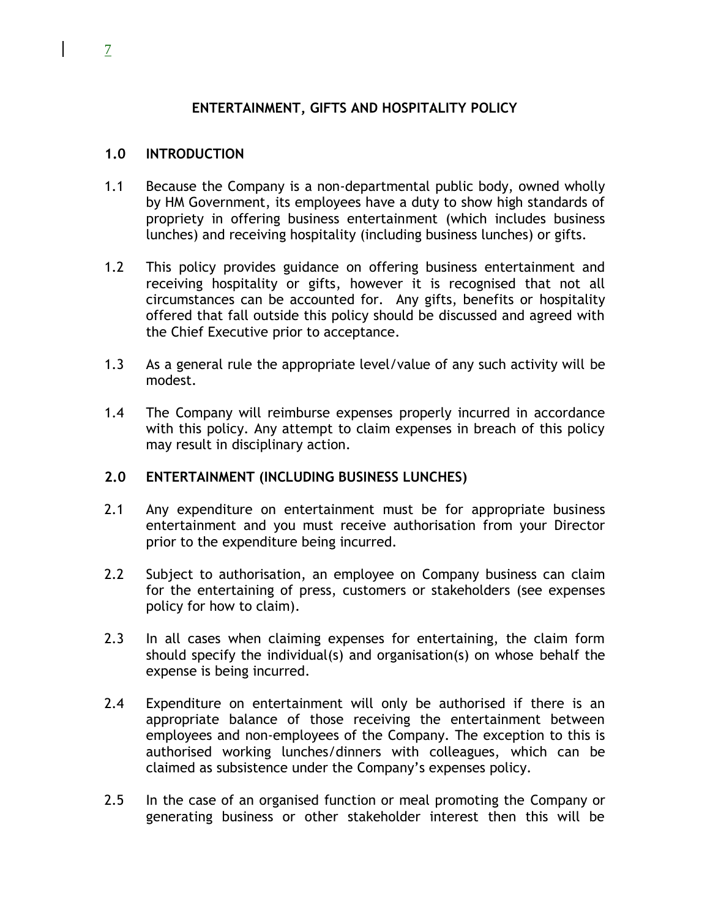# ENTERTAINMENT, GIFTS AND HOSPITALITY POLICY

## 1.0 INTRODUCTION

1.1 Because the Company is a non-departmental public body, owned wholly by HM Government, its employees have a duty to show high standards of propriety in offering business entertainment (which includes business lunches) and receiving hospitality (including business lunches) or gifts.

1.2 This policy provides guidance on offering business entertainment and receiving hospitality or gifts, however it is recognised that not all circumstances can be accounted for. Any gifts, benefits or hospitality offered that fall outside this policy should be discussed and agreed with the Chief Executive prior to acceptance.

1.3 As a general rule the appropriate level/value of any such activity will be modest.

1.4 The Company will reimburse expenses properly incurred in accordance with this policy. Any attempt to claim expenses in breach of this policy may result in disciplinary action.

## 2.0 ENTERTAINMENT (INCLUDING BUSINESS LUNCHES)

2.1 Any expenditure on entertainment must be for appropriate business entertainment and you must receive authorisation from your Director prior to the expenditure being incurred.

2.2 Subject to authorisation, an employee on Company business can claim for the entertaining of press, customers or stakeholders (see expenses policy for how to claim).

2.3 In all cases when claiming expenses for entertaining, the claim form should specify the individual(s) and organisation(s) on whose behalf the expense is being incurred.

2.4 Expenditure on entertainment will only be authorised if there is an appropriate balance of those receiving the entertainment between employees and non-employees of the Company. The exception to this is authorised working lunches/dinners with colleagues, which can be claimed as subsistence under the Company's expenses policy.

2.5 In the case of an organised function or meal promoting the Company or generating business or other stakeholder interest then this will be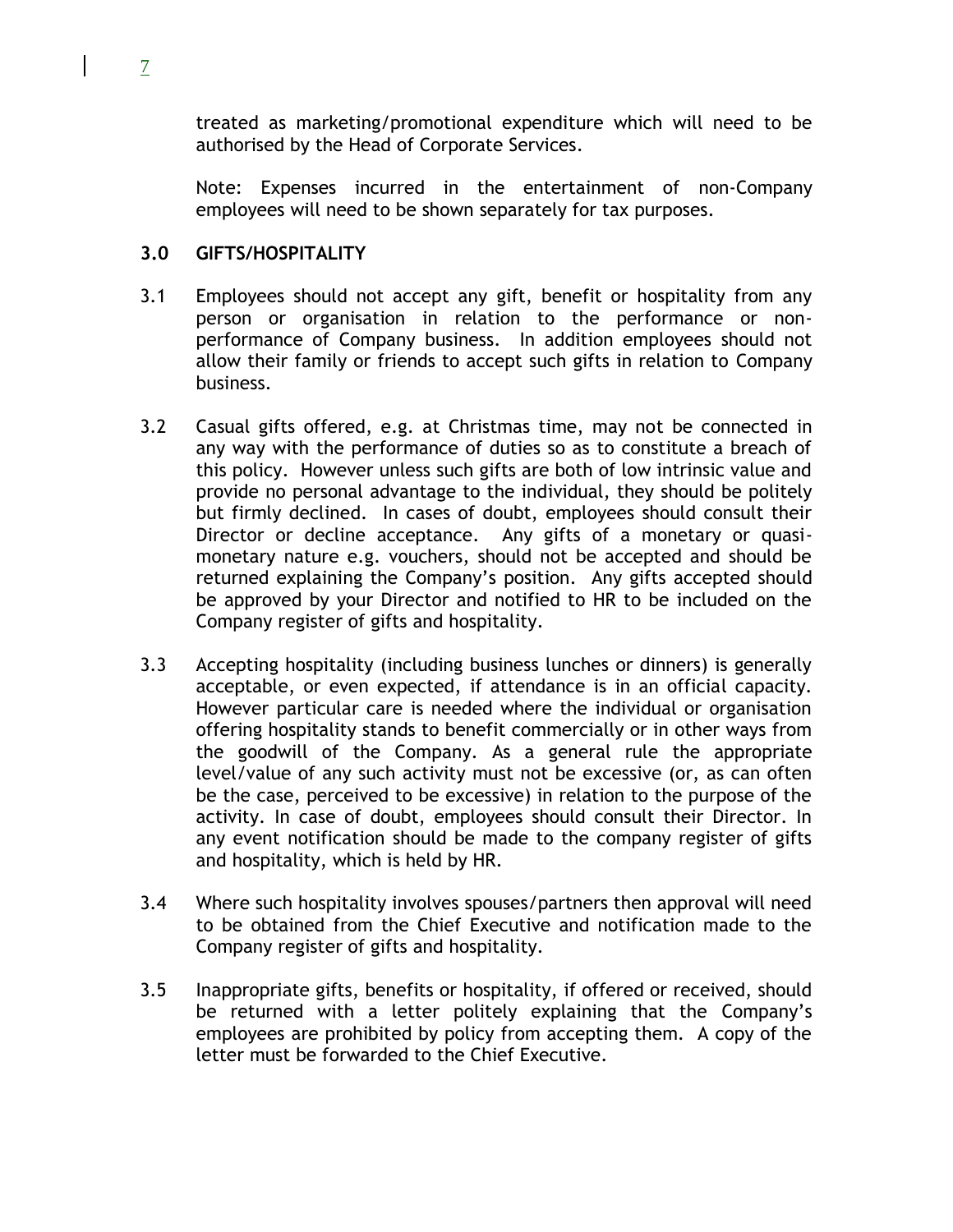treated as marketing/promotional expenditure which will need to be authorised by the Head of Corporate Services.

Note: Expenses incurred in the entertainment of non-Company employees will need to be shown separately for tax purposes.

## 3.0 GIFTS/HOSPITALITY

3.1 Employees should not accept any gift, benefit or hospitality from any person or organisation in relation to the performance or non-performance of Company business. In addition employees should not allow their family or friends to accept such gifts in relation to Company business.

3.2 Casual gifts offered, e.g. at Christmas time, may not be connected in any way with the performance of duties so as to constitute a breach of this policy. However unless such gifts are both of low intrinsic value and provide no personal advantage to the individual, they should be politely but firmly declined. In cases of doubt, employees should consult their Director or decline acceptance. Any gifts of a monetary or quasi-monetary nature e.g. vouchers, should not be accepted and should be returned explaining the Company's position. Any gifts accepted should be approved by your Director and notified to HR to be included on the Company register of gifts and hospitality.

3.3 Accepting hospitality (including business lunches or dinners) is generally acceptable, or even expected, if attendance is in an official capacity. However particular care is needed where the individual or organisation offering hospitality stands to benefit commercially or in other ways from the goodwill of the Company. As a general rule the appropriate level/value of any such activity must not be excessive (or, as can often be the case, perceived to be excessive) in relation to the purpose of the activity. In case of doubt, employees should consult their Director. In any event notification should be made to the company register of gifts and hospitality, which is held by HR.

3.4 Where such hospitality involves spouses/partners then approval will need to be obtained from the Chief Executive and notification made to the Company register of gifts and hospitality.

3.5 Inappropriate gifts, benefits or hospitality, if offered or received, should be returned with a letter politely explaining that the Company's employees are prohibited by policy from accepting them. A copy of the letter must be forwarded to the Chief Executive.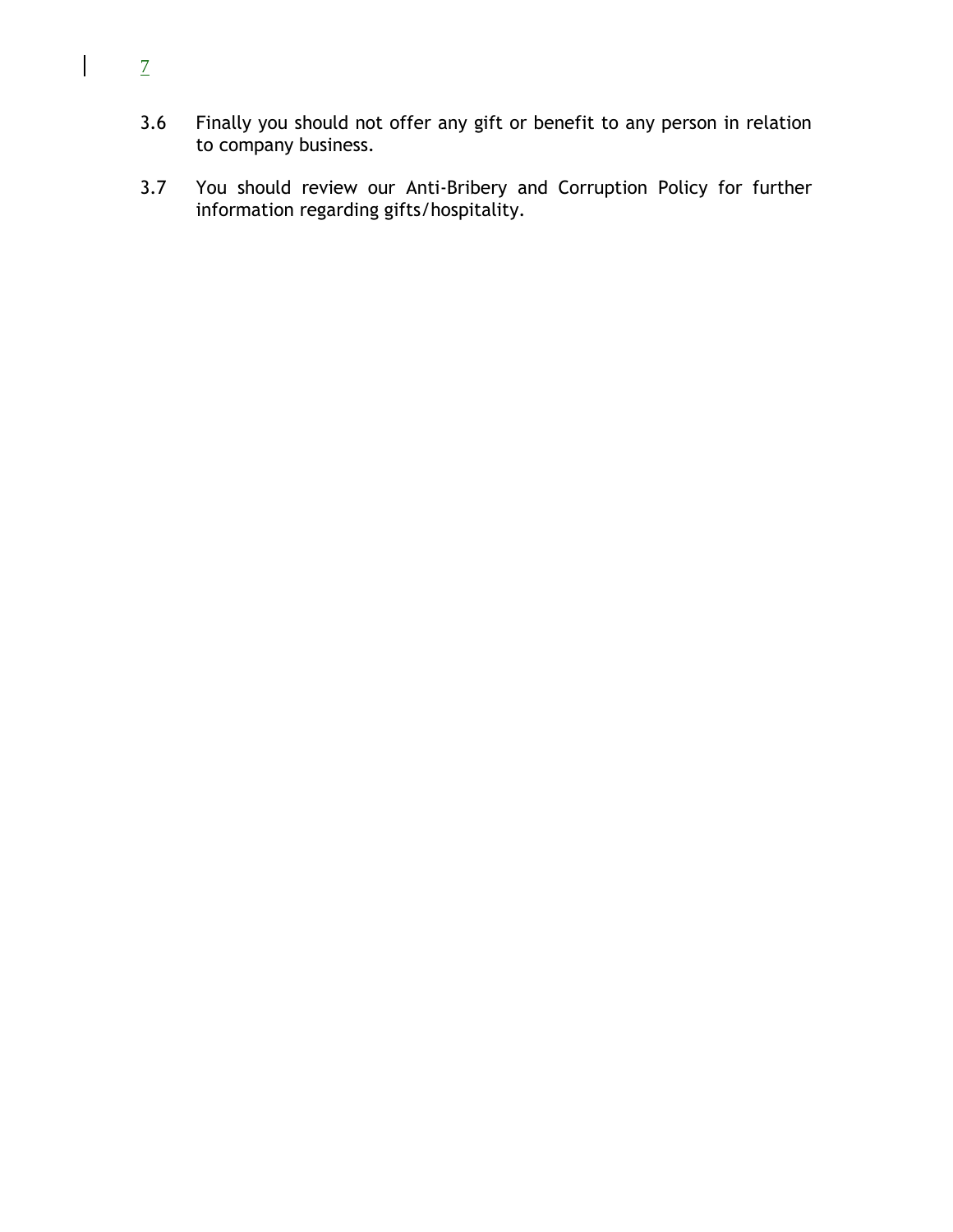3.6 Finally you should not offer any gift or benefit to any person in relation to company business.

3.7 You should review our Anti-Bribery and Corruption Policy for further information regarding gifts/hospitality.